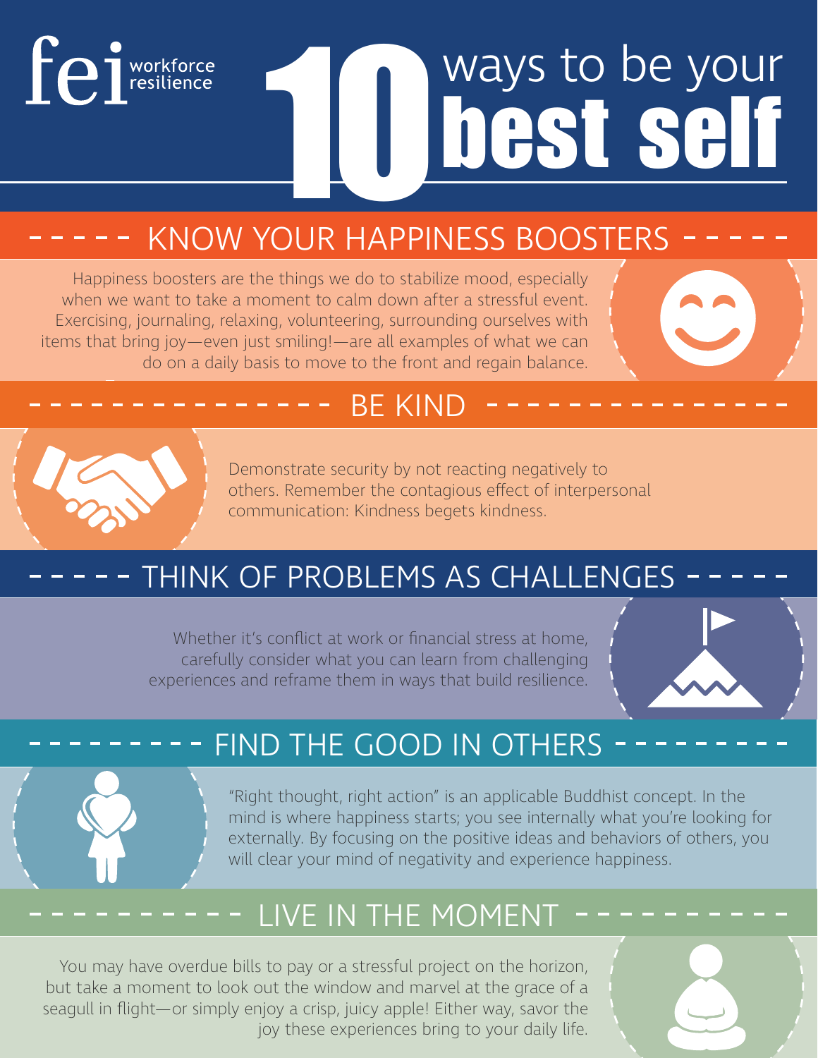fei workforce resilience

# 10 ways to be your best self

## KNOW YOUR HAPPINESS BOOSTERS

Happiness boosters are the things we do to stabilize mood, especially when we want to take a moment to calm down after a stressful event. Exercising, journaling, relaxing, volunteering, surrounding ourselves with items that bring joy—even just smiling!—are all examples of what we can do on a daily basis to move to the front and regain balance.

## BE KIND

Demonstrate security by not reacting negatively to others. Remember the contagious effect of interpersonal communication: Kindness begets kindness.

## THINK OF PROBLEMS AS CHALLENGES

Whether it's conflict at work or financial stress at home, carefully consider what you can learn from challenging experiences and reframe them in ways that build resilience.

## FIND THE GOOD IN OTHERS

"Right thought, right action" is an applicable Buddhist concept. In the mind is where happiness starts; you see internally what you're looking for externally. By focusing on the positive ideas and behaviors of others, you will clear your mind of negativity and experience happiness.

## LIVE IN THE MOMENT

You may have overdue bills to pay or a stressful project on the horizon, but take a moment to look out the window and marvel at the grace of a seagull in flight—or simply enjoy a crisp, juicy apple! Either way, savor the joy these experiences bring to your daily life.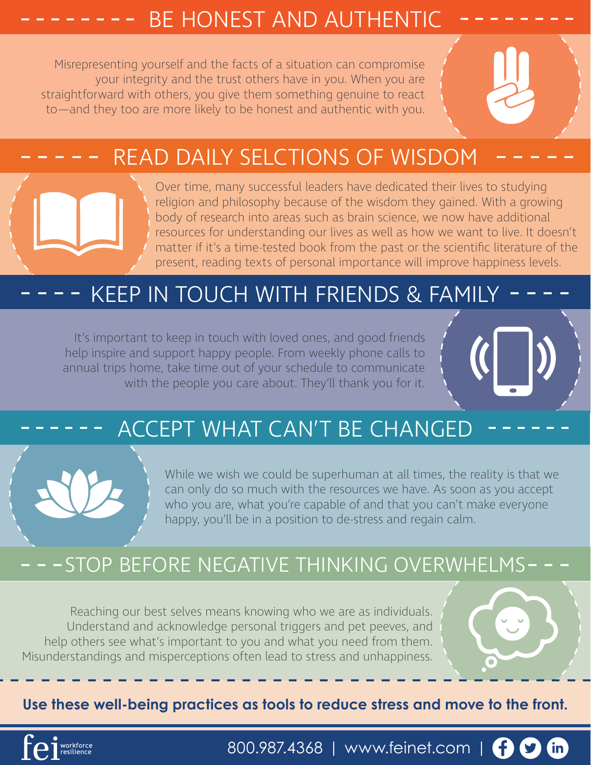## BE HONEST AND AUTHENTIC

Misrepresenting yourself and the facts of a situation can compromise your integrity and the trust others have in you. When you are straightforward with others, you give them something genuine to react to—and they too are more likely to be honest and authentic with you.

## READ DAILY SELCTIONS OF WISDOM

Over time, many successful leaders have dedicated their lives to studying religion and philosophy because of the wisdom they gained. With a growing body of research into areas such as brain science, we now have additional resources for understanding our lives as well as how we want to live. It doesn't matter if it's a time-tested book from the past or the scientific literature of the present, reading texts of personal importance will improve happiness levels.

## KEEP IN TOUCH WITH FRIENDS & FAMILY

It's important to keep in touch with loved ones, and good friends help inspire and support happy people. From weekly phone calls to annual trips home, take time out of your schedule to communicate with the people you care about. They'll thank you for it.

## ACCEPT WHAT CAN'T BE CHANGED

While we wish we could be superhuman at all times, the reality is that we can only do so much with the resources we have. As soon as you accept who you are, what you're capable of and that you can't make everyone happy, you'll be in a position to de-stress and regain calm.

## STOP BEFORE NEGATIVE THINKING OVERWHELMS

Reaching our best selves means knowing who we are as individuals. Understand and acknowledge personal triggers and pet peeves, and help others see what's important to you and what you need from them. Misunderstandings and misperceptions often lead to stress and unhappiness.

**Use these well-being practices as tools to reduce stress and move to the front.**

fei workforce resilience

800.987.4368 | www.feinet.com